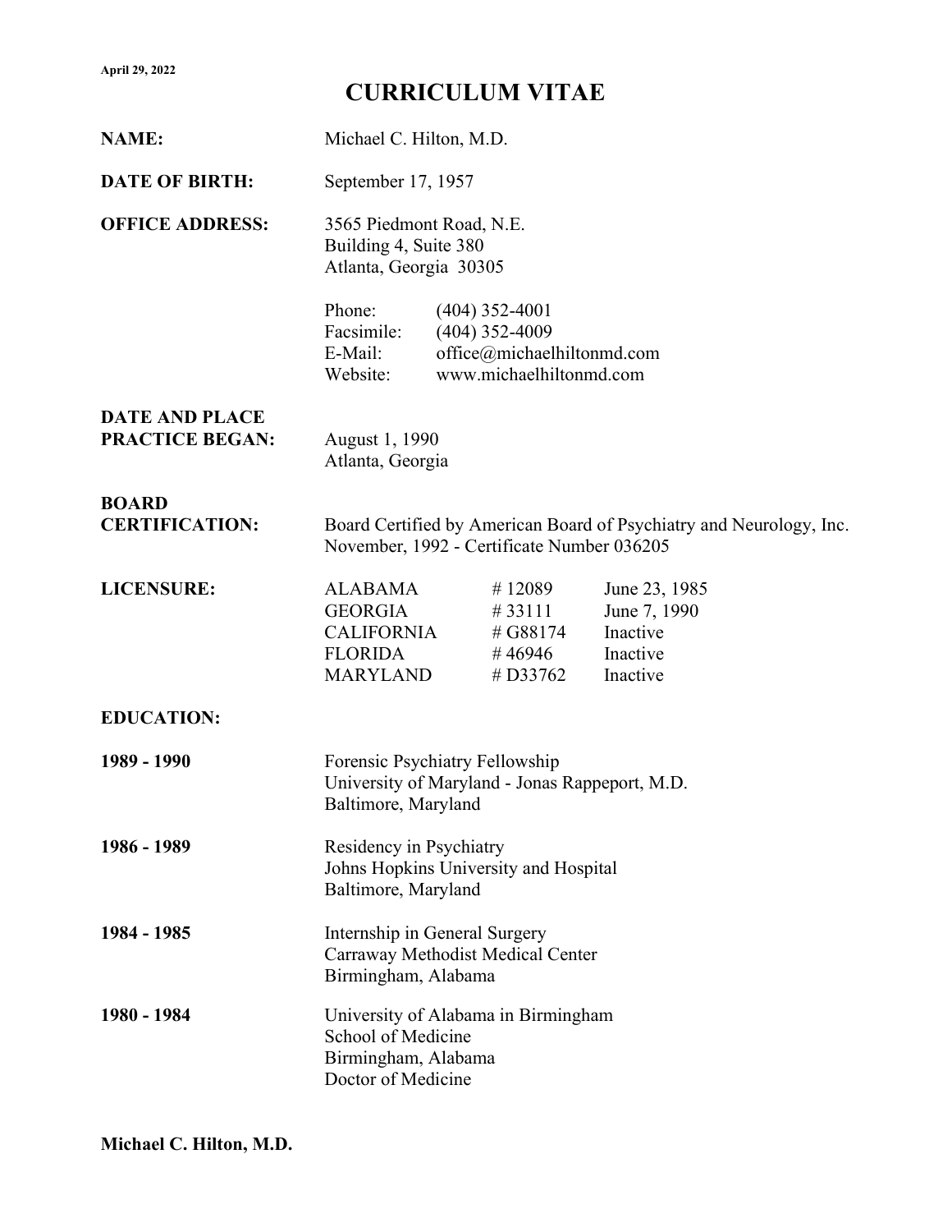April 29, 2022

# CURRICULUM VITAE

**NAME:** Michael C. Hilton, M.D.

**DATE OF BIRTH:** September 17, 1957

**OFFICE ADDRESS:**
3565 Piedmont Road, N.E.
Building 4, Suite 380
Atlanta, Georgia 30305

| | |
|---|---|
| Phone: | (404) 352-4001 |
| Facsimile: | (404) 352-4009 |
| E-Mail: | office@michaelhiltonmd.com |
| Website: | www.michaelhiltonmd.com |

**DATE AND PLACE PRACTICE BEGAN:**
August 1, 1990
Atlanta, Georgia

**BOARD CERTIFICATION:**
Board Certified by American Board of Psychiatry and Neurology, Inc.
November, 1992 - Certificate Number 036205

**LICENSURE:**

| State | Number | Date |
|---|---|---|
| ALABAMA | # 12089 | June 23, 1985 |
| GEORGIA | # 33111 | June 7, 1990 |
| CALIFORNIA | # G88174 | Inactive |
| FLORIDA | # 46946 | Inactive |
| MARYLAND | # D33762 | Inactive |

**EDUCATION:**

**1989 - 1990**
Forensic Psychiatry Fellowship
University of Maryland - Jonas Rappeport, M.D.
Baltimore, Maryland

**1986 - 1989**
Residency in Psychiatry
Johns Hopkins University and Hospital
Baltimore, Maryland

**1984 - 1985**
Internship in General Surgery
Carraway Methodist Medical Center
Birmingham, Alabama

**1980 - 1984**
University of Alabama in Birmingham
School of Medicine
Birmingham, Alabama
Doctor of Medicine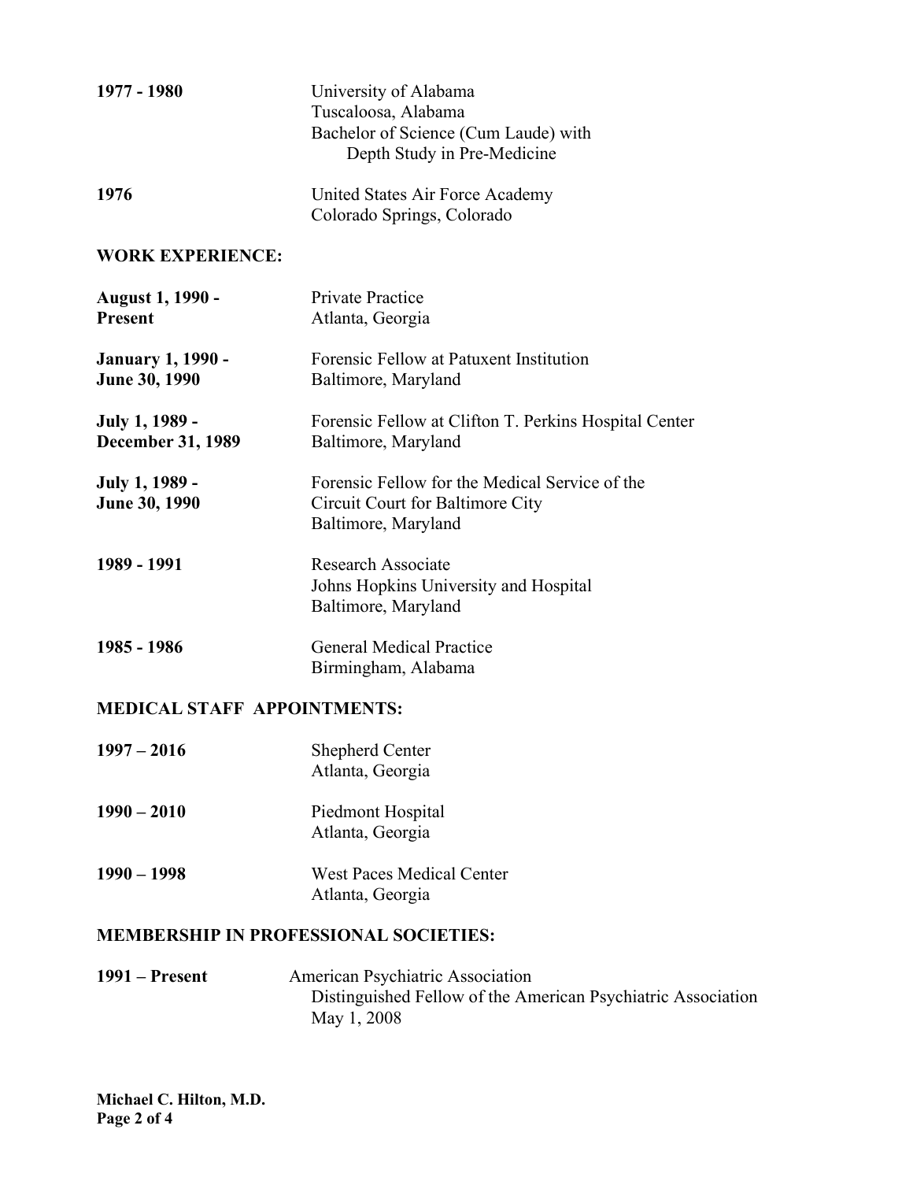**1977 - 1980**
University of Alabama
Tuscaloosa, Alabama
Bachelor of Science (Cum Laude) with
Depth Study in Pre-Medicine

**1976**
United States Air Force Academy
Colorado Springs, Colorado

## WORK EXPERIENCE:

**August 1, 1990 - Present**
Private Practice
Atlanta, Georgia

**January 1, 1990 - June 30, 1990**
Forensic Fellow at Patuxent Institution
Baltimore, Maryland

**July 1, 1989 - December 31, 1989**
Forensic Fellow at Clifton T. Perkins Hospital Center
Baltimore, Maryland

**July 1, 1989 - June 30, 1990**
Forensic Fellow for the Medical Service of the
Circuit Court for Baltimore City
Baltimore, Maryland

**1989 - 1991**
Research Associate
Johns Hopkins University and Hospital
Baltimore, Maryland

**1985 - 1986**
General Medical Practice
Birmingham, Alabama

## MEDICAL STAFF APPOINTMENTS:

**1997 – 2016**
Shepherd Center
Atlanta, Georgia

**1990 – 2010**
Piedmont Hospital
Atlanta, Georgia

**1990 – 1998**
West Paces Medical Center
Atlanta, Georgia

## MEMBERSHIP IN PROFESSIONAL SOCIETIES:

**1991 – Present**
American Psychiatric Association
Distinguished Fellow of the American Psychiatric Association
May 1, 2008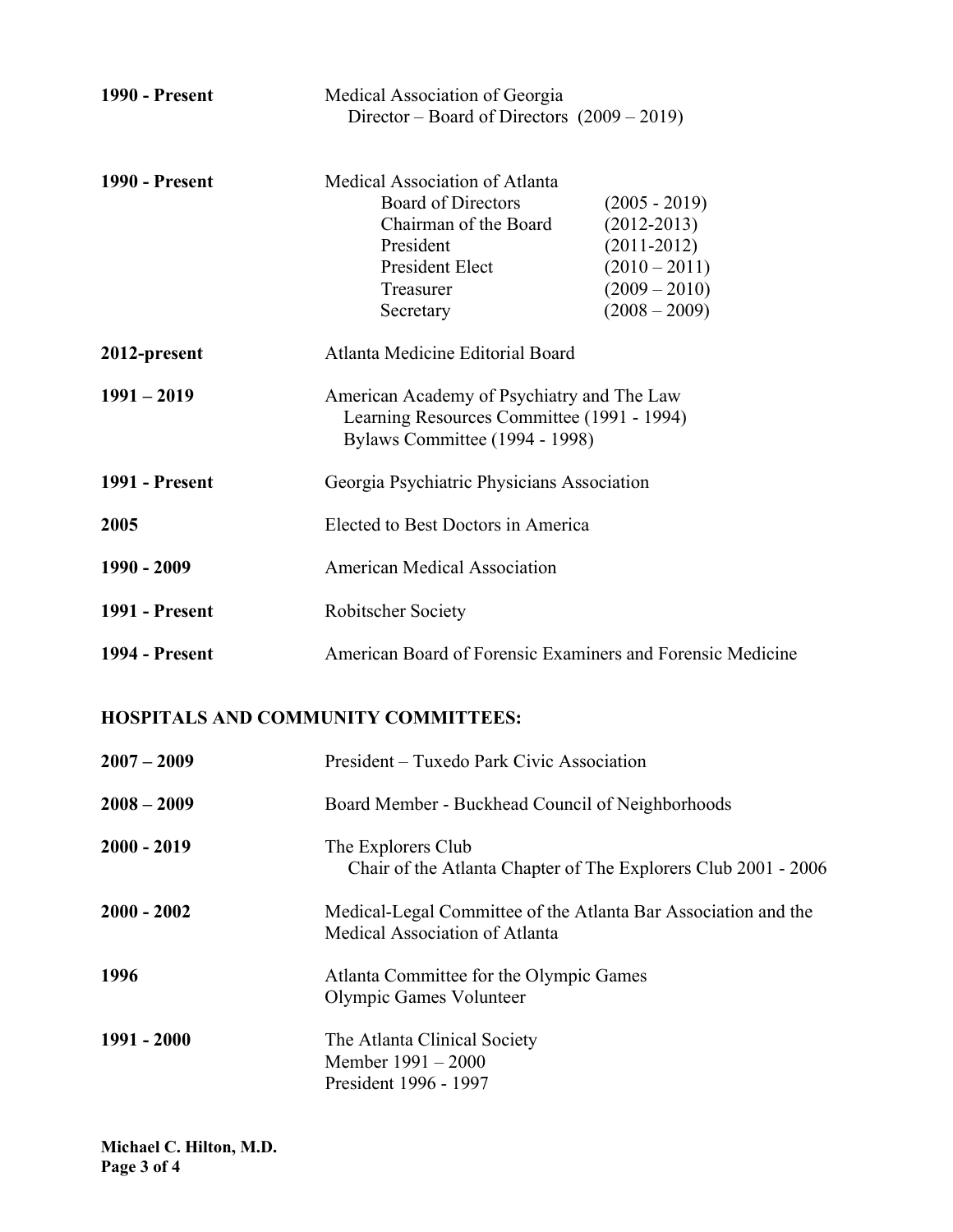**1990 - Present** Medical Association of Georgia
Director – Board of Directors (2009 – 2019)

**1990 - Present** Medical Association of Atlanta

| | |
|---|---|
| Board of Directors | (2005 - 2019) |
| Chairman of the Board | (2012-2013) |
| President | (2011-2012) |
| President Elect | (2010 – 2011) |
| Treasurer | (2009 – 2010) |
| Secretary | (2008 – 2009) |

**2012-present** Atlanta Medicine Editorial Board

**1991 – 2019** American Academy of Psychiatry and The Law
Learning Resources Committee (1991 - 1994)
Bylaws Committee (1994 - 1998)

**1991 - Present** Georgia Psychiatric Physicians Association

**2005** Elected to Best Doctors in America

**1990 - 2009** American Medical Association

**1991 - Present** Robitscher Society

**1994 - Present** American Board of Forensic Examiners and Forensic Medicine

## HOSPITALS AND COMMUNITY COMMITTEES:

**2007 – 2009** President – Tuxedo Park Civic Association

**2008 – 2009** Board Member - Buckhead Council of Neighborhoods

**2000 - 2019** The Explorers Club
Chair of the Atlanta Chapter of The Explorers Club 2001 - 2006

**2000 - 2002** Medical-Legal Committee of the Atlanta Bar Association and the Medical Association of Atlanta

**1996** Atlanta Committee for the Olympic Games
Olympic Games Volunteer

**1991 - 2000** The Atlanta Clinical Society
Member 1991 – 2000
President 1996 - 1997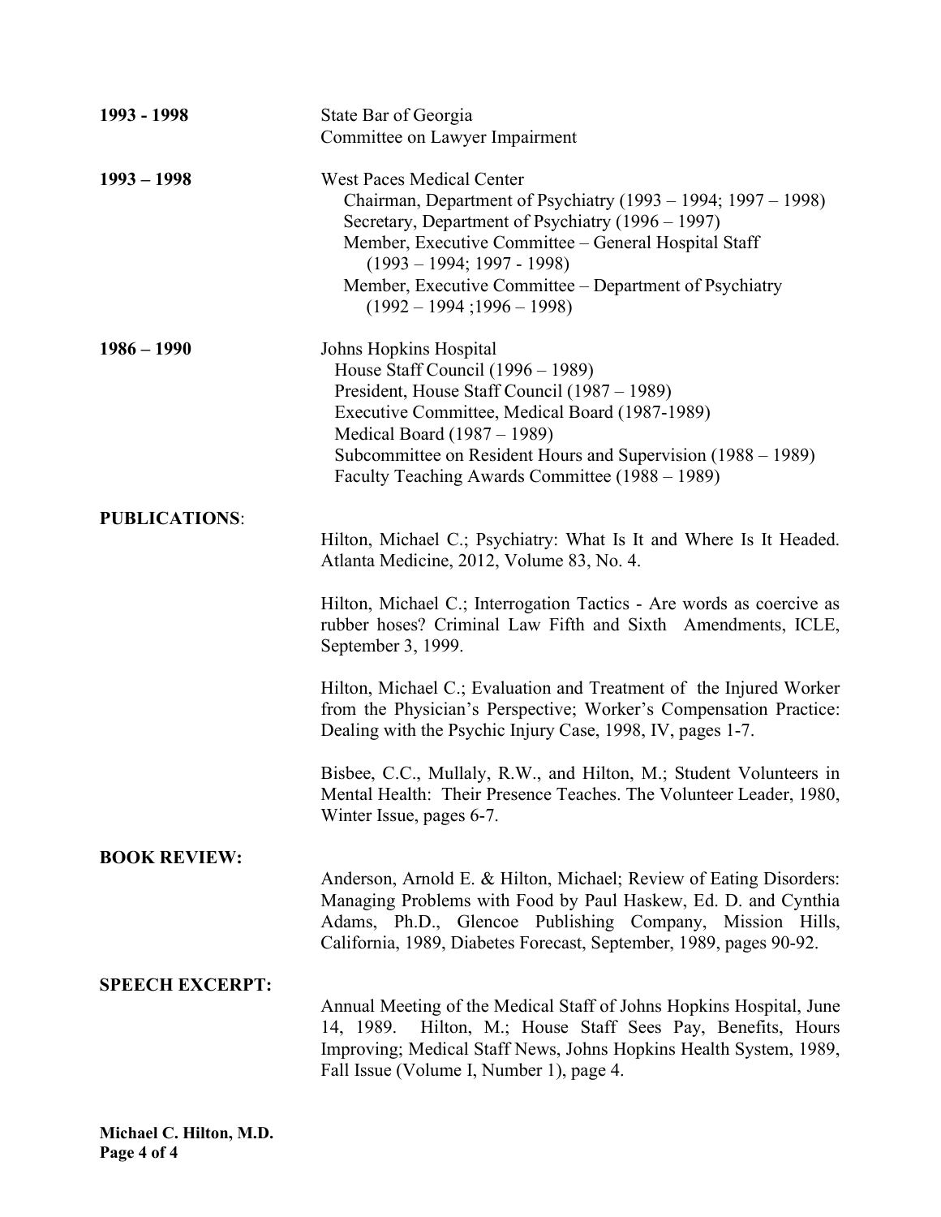**1993 - 1998**
State Bar of Georgia
Committee on Lawyer Impairment

**1993 – 1998**
West Paces Medical Center
- Chairman, Department of Psychiatry (1993 – 1994; 1997 – 1998)
- Secretary, Department of Psychiatry (1996 – 1997)
- Member, Executive Committee – General Hospital Staff (1993 – 1994; 1997 - 1998)
- Member, Executive Committee – Department of Psychiatry (1992 – 1994 ;1996 – 1998)

**1986 – 1990**
Johns Hopkins Hospital
- House Staff Council (1996 – 1989)
- President, House Staff Council (1987 – 1989)
- Executive Committee, Medical Board (1987-1989)
- Medical Board (1987 – 1989)
- Subcommittee on Resident Hours and Supervision (1988 – 1989)
- Faculty Teaching Awards Committee (1988 – 1989)

**PUBLICATIONS**:

Hilton, Michael C.; Psychiatry: What Is It and Where Is It Headed. Atlanta Medicine, 2012, Volume 83, No. 4.

Hilton, Michael C.; Interrogation Tactics - Are words as coercive as rubber hoses? Criminal Law Fifth and Sixth Amendments, ICLE, September 3, 1999.

Hilton, Michael C.; Evaluation and Treatment of the Injured Worker from the Physician's Perspective; Worker's Compensation Practice: Dealing with the Psychic Injury Case, 1998, IV, pages 1-7.

Bisbee, C.C., Mullaly, R.W., and Hilton, M.; Student Volunteers in Mental Health: Their Presence Teaches. The Volunteer Leader, 1980, Winter Issue, pages 6-7.

**BOOK REVIEW:**

Anderson, Arnold E. & Hilton, Michael; Review of Eating Disorders: Managing Problems with Food by Paul Haskew, Ed. D. and Cynthia Adams, Ph.D., Glencoe Publishing Company, Mission Hills, California, 1989, Diabetes Forecast, September, 1989, pages 90-92.

**SPEECH EXCERPT:**

Annual Meeting of the Medical Staff of Johns Hopkins Hospital, June 14, 1989. Hilton, M.; House Staff Sees Pay, Benefits, Hours Improving; Medical Staff News, Johns Hopkins Health System, 1989, Fall Issue (Volume I, Number 1), page 4.